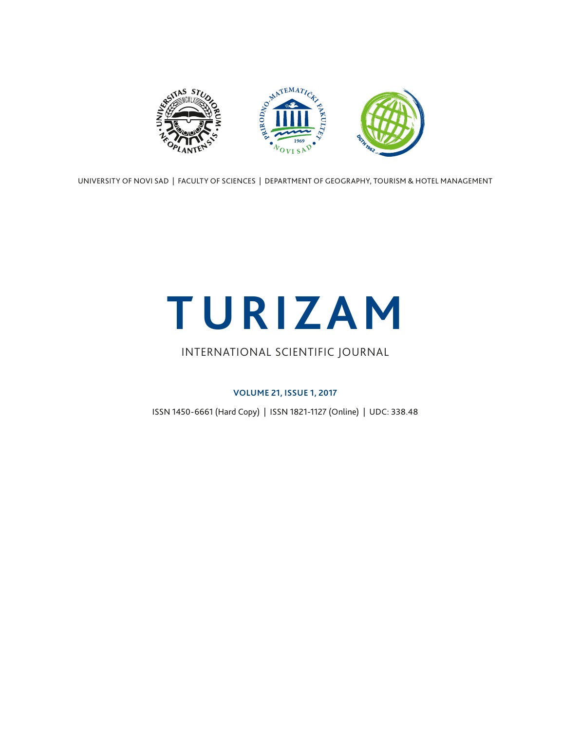UNIVERSITY OF NOVI SAD | FACULTY OF SCIENCES | DEPARTMENT OF GEOGRAPHY, TOURISM & HOTEL MANAGEMENT

# TURIZAM

INTERNATIONAL SCIENTIFIC JOURNAL

**VOLUME 21, ISSUE 1, 2017**

ISSN 1450-6661 (Hard Copy) | ISSN 1821-1127 (Online) | UDC: 338.48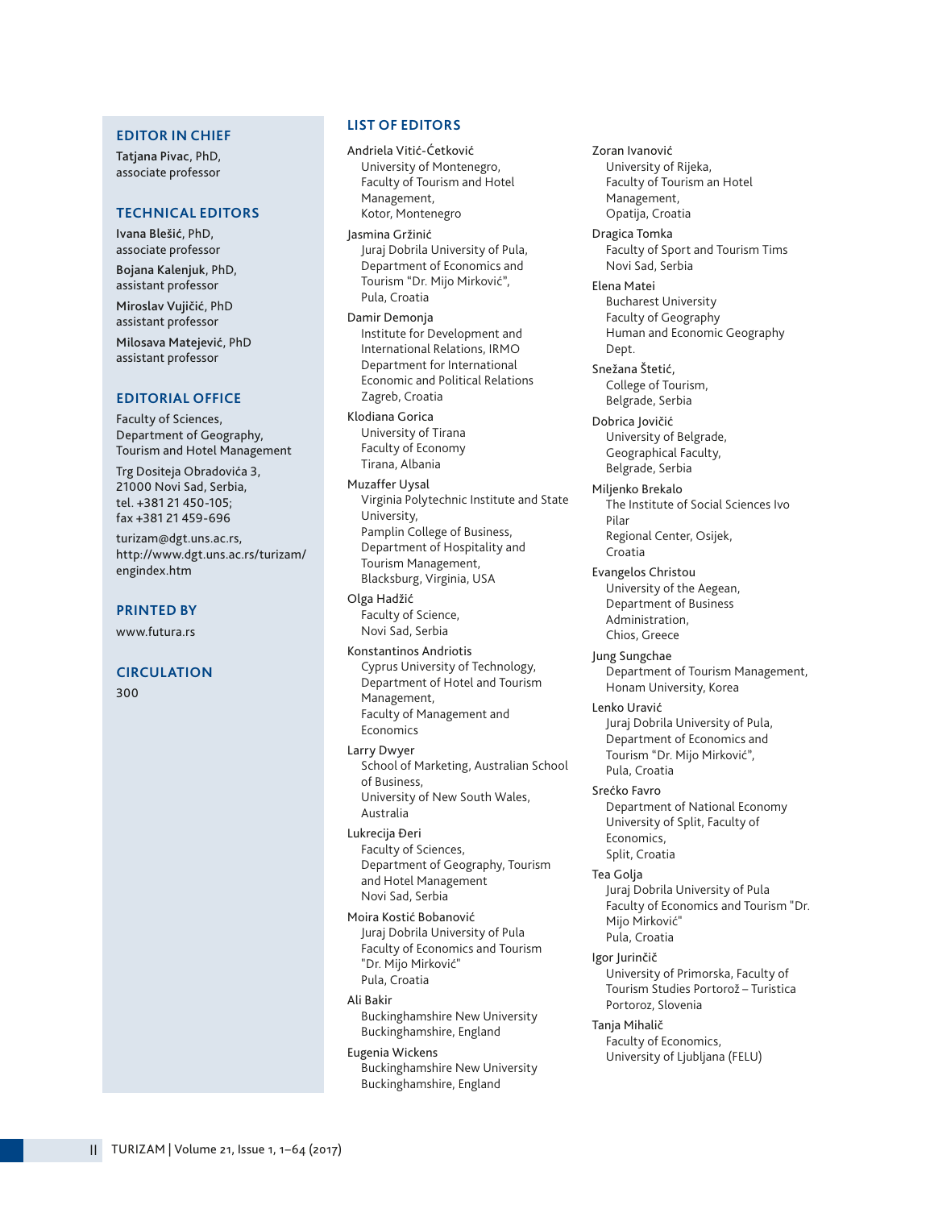## EDITOR IN CHIEF

**Tatjana Pivac**, PhD,
associate professor

## TECHNICAL EDITORS

**Ivana Blešić**, PhD,
associate professor

**Bojana Kalenjuk**, PhD,
assistant professor

**Miroslav Vujičić**, PhD
assistant professor

**Milosava Matejević**, PhD
assistant professor

## EDITORIAL OFFICE

Faculty of Sciences,
Department of Geography,
Tourism and Hotel Management

Trg Dositeja Obradovića 3,
21000 Novi Sad, Serbia,
tel. +381 21 450-105;
fax +381 21 459-696

turizam@dgt.uns.ac.rs,
http://www.dgt.uns.ac.rs/turizam/engindex.htm

## PRINTED BY

www.futura.rs

## CIRCULATION

300

## LIST OF EDITORS

Andriela Vitić-Ćetković
University of Montenegro,
Faculty of Tourism and Hotel Management,
Kotor, Montenegro

Jasmina Gržinić
Juraj Dobrila University of Pula,
Department of Economics and Tourism "Dr. Mijo Mirković",
Pula, Croatia

Damir Demonja
Institute for Development and International Relations, IRMO
Department for International Economic and Political Relations
Zagreb, Croatia

Klodiana Gorica
University of Tirana
Faculty of Economy
Tirana, Albania

Muzaffer Uysal
Virginia Polytechnic Institute and State University,
Pamplin College of Business,
Department of Hospitality and Tourism Management,
Blacksburg, Virginia, USA

Olga Hadžić
Faculty of Science,
Novi Sad, Serbia

Konstantinos Andriotis
Cyprus University of Technology,
Department of Hotel and Tourism Management,
Faculty of Management and Economics

Larry Dwyer
School of Marketing, Australian School of Business,
University of New South Wales,
Australia

Lukrecija Đeri
Faculty of Sciences,
Department of Geography, Tourism and Hotel Management
Novi Sad, Serbia

Moira Kostić Bobanović
Juraj Dobrila University of Pula
Faculty of Economics and Tourism "Dr. Mijo Mirković"
Pula, Croatia

Ali Bakir
Buckinghamshire New University
Buckinghamshire, England

Eugenia Wickens
Buckinghamshire New University
Buckinghamshire, England

Zoran Ivanović
University of Rijeka,
Faculty of Tourism an Hotel Management,
Opatija, Croatia

Dragica Tomka
Faculty of Sport and Tourism Tims
Novi Sad, Serbia

Elena Matei
Bucharest University
Faculty of Geography
Human and Economic Geography Dept.

Snežana Štetić,
College of Tourism,
Belgrade, Serbia

Dobrica Jovičić
University of Belgrade,
Geographical Faculty,
Belgrade, Serbia

Miljenko Brekalo
The Institute of Social Sciences Ivo Pilar
Regional Center, Osijek,
Croatia

Evangelos Christou
University of the Aegean,
Department of Business Administration,
Chios, Greece

Jung Sungchae
Department of Tourism Management,
Honam University, Korea

Lenko Uravić
Juraj Dobrila University of Pula,
Department of Economics and Tourism "Dr. Mijo Mirković",
Pula, Croatia

Srećko Favro
Department of National Economy
University of Split, Faculty of Economics,
Split, Croatia

Tea Golja
Juraj Dobrila University of Pula
Faculty of Economics and Tourism "Dr. Mijo Mirković"
Pula, Croatia

Igor Jurinčič
University of Primorska, Faculty of Tourism Studies Portorož – Turistica
Portoroz, Slovenia

Tanja Mihalič
Faculty of Economics,
University of Ljubljana (FELU)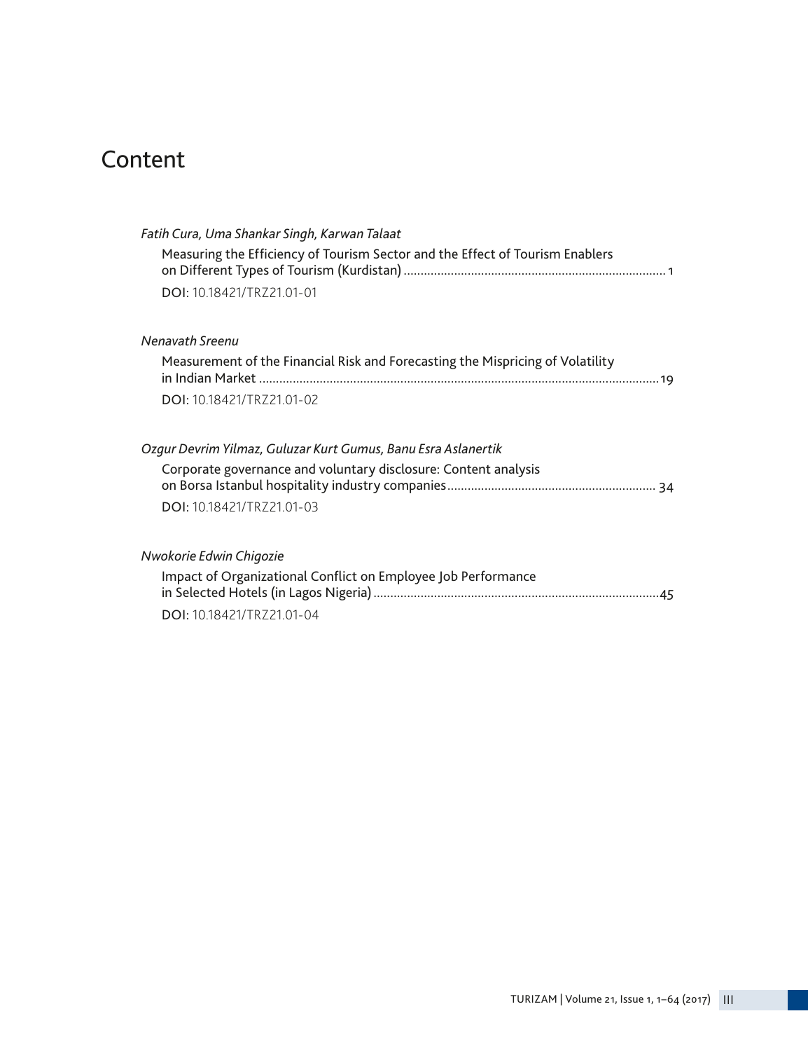# Content

*Fatih Cura, Uma Shankar Singh, Karwan Talaat*

Measuring the Efficiency of Tourism Sector and the Effect of Tourism Enablers on Different Types of Tourism (Kurdistan) ........................................................................... 1

DOI: 10.18421/TRZ21.01-01

*Nenavath Sreenu*

Measurement of the Financial Risk and Forecasting the Mispricing of Volatility in Indian Market ........................................................................................................................ 19

DOI: 10.18421/TRZ21.01-02

*Ozgur Devrim Yilmaz, Guluzar Kurt Gumus, Banu Esra Aslanertik*

Corporate governance and voluntary disclosure: Content analysis on Borsa Istanbul hospitality industry companies ............................................................ 34

DOI: 10.18421/TRZ21.01-03

*Nwokorie Edwin Chigozie*

Impact of Organizational Conflict on Employee Job Performance in Selected Hotels (in Lagos Nigeria) ...................................................................................... 45

DOI: 10.18421/TRZ21.01-04